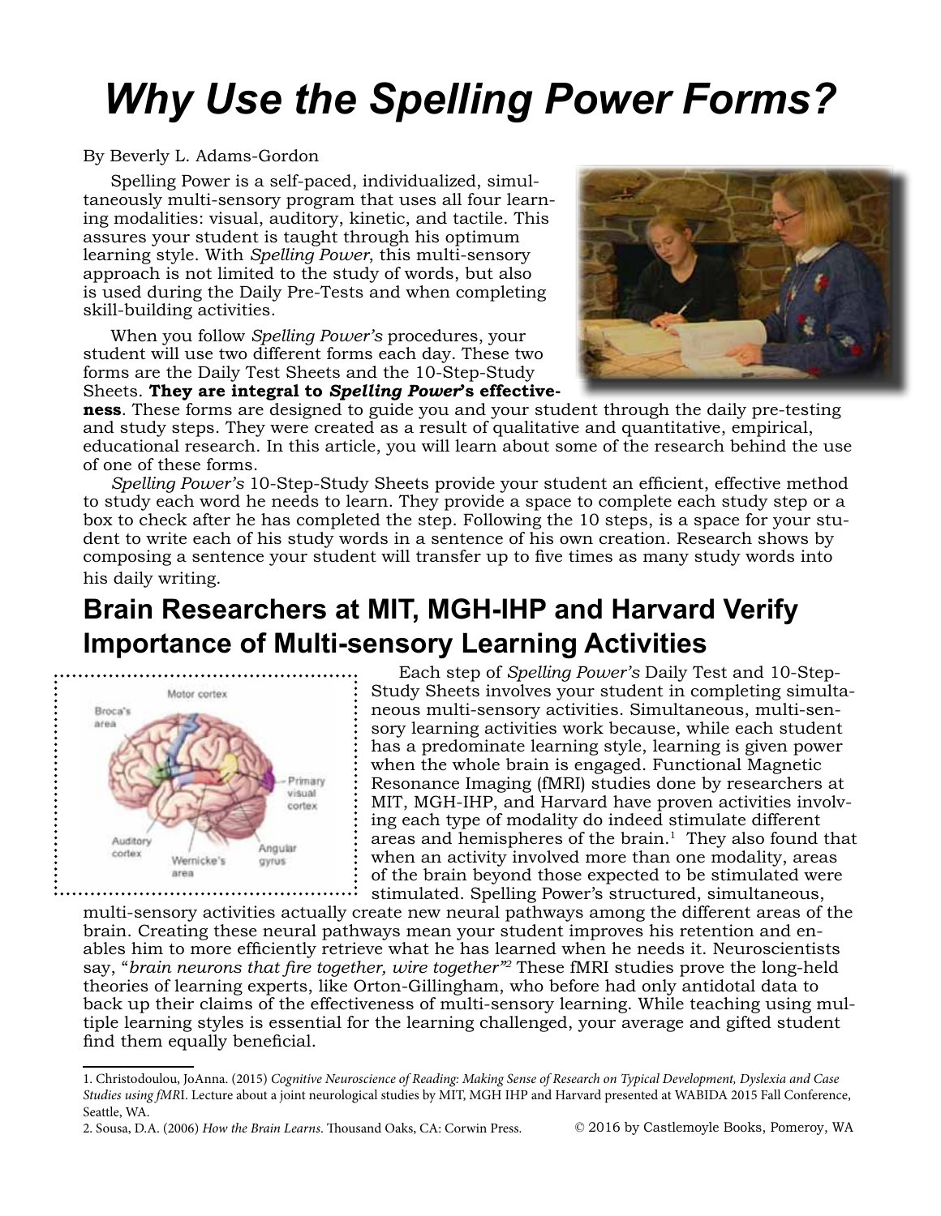# Why Use the Spelling Power Forms?

By Beverly L. Adams-Gordon

Spelling Power is a self-paced, individualized, simultaneously multi-sensory program that uses all four learning modalities: visual, auditory, kinetic, and tactile. This assures your student is taught through his optimum learning style. With *Spelling Power*, this multi-sensory approach is not limited to the study of words, but also is used during the Daily Pre-Tests and when completing skill-building activities.

When you follow *Spelling Power's* procedures, your student will use two different forms each day. These two forms are the Daily Test Sheets and the 10-Step-Study Sheets. ***They are integral to Spelling Power's effectiveness***. These forms are designed to guide you and your student through the daily pre-testing and study steps. They were created as a result of qualitative and quantitative, empirical, educational research. In this article, you will learn about some of the research behind the use of one of these forms.

*Spelling Power's* 10-Step-Study Sheets provide your student an efficient, effective method to study each word he needs to learn. They provide a space to complete each study step or a box to check after he has completed the step. Following the 10 steps, is a space for your student to write each of his study words in a sentence of his own creation. Research shows by composing a sentence your student will transfer up to five times as many study words into his daily writing.

## Brain Researchers at MIT, MGH-IHP and Harvard Verify Importance of Multi-sensory Learning Activities

Each step of *Spelling Power's* Daily Test and 10-Step-Study Sheets involves your student in completing simultaneous multi-sensory activities. Simultaneous, multi-sensory learning activities work because, while each student has a predominate learning style, learning is given power when the whole brain is engaged. Functional Magnetic Resonance Imaging (fMRI) studies done by researchers at MIT, MGH-IHP, and Harvard have proven activities involving each type of modality do indeed stimulate different areas and hemispheres of the brain.[1] They also found that when an activity involved more than one modality, areas of the brain beyond those expected to be stimulated were stimulated. Spelling Power's structured, simultaneous, multi-sensory activities actually create new neural pathways among the different areas of the brain. Creating these neural pathways mean your student improves his retention and enables him to more efficiently retrieve what he has learned when he needs it. Neuroscientists say, "*brain neurons that fire together, wire together*"[2] These fMRI studies prove the long-held theories of learning experts, like Orton-Gillingham, who before had only antidotal data to back up their claims of the effectiveness of multi-sensory learning. While teaching using multiple learning styles is essential for the learning challenged, your average and gifted student find them equally beneficial.

---

1. Christodoulou, JoAnna. (2015) *Cognitive Neuroscience of Reading: Making Sense of Research on Typical Development, Dyslexia and Case Studies using fMRI*. Lecture about a joint neurological studies by MIT, MGH IHP and Harvard presented at WABIDA 2015 Fall Conference, Seattle, WA.
2. Sousa, D.A. (2006) *How the Brain Learns*. Thousand Oaks, CA: Corwin Press.

© 2016 by Castlemoyle Books, Pomeroy, WA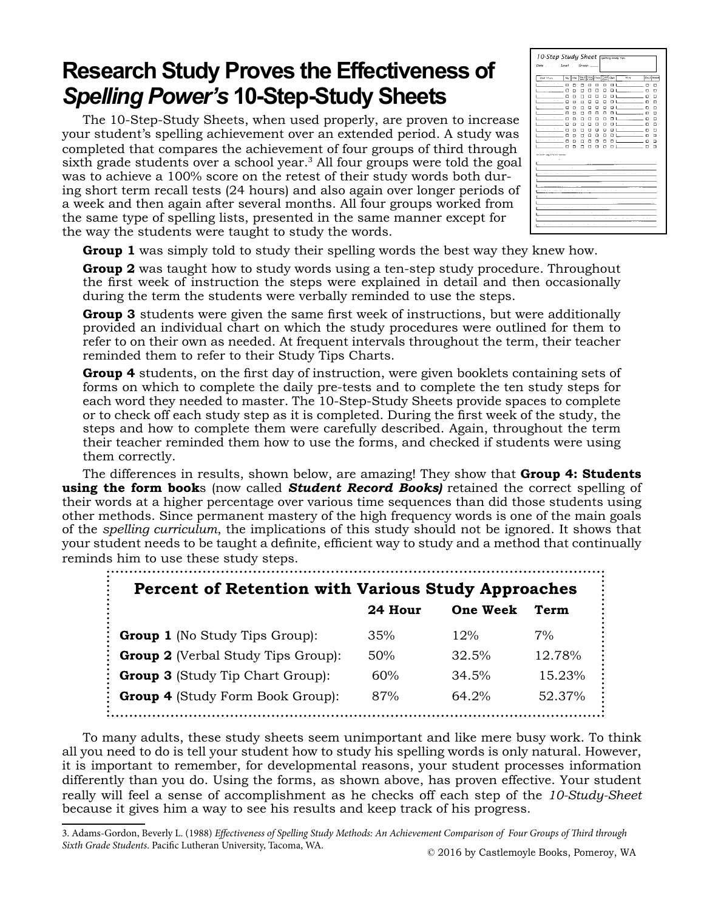# Research Study Proves the Effectiveness of *Spelling Power's* 10-Step-Study Sheets

The 10-Step-Study Sheets, when used properly, are proven to increase your student's spelling achievement over an extended period. A study was completed that compares the achievement of four groups of third through sixth grade students over a school year.[3] All four groups were told the goal was to achieve a 100% score on the retest of their study words both during short term recall tests (24 hours) and also again over longer periods of a week and then again after several months. All four groups worked from the same type of spelling lists, presented in the same manner except for the way the students were taught to study the words.

**Group 1** was simply told to study their spelling words the best way they knew how.

**Group 2** was taught how to study words using a ten-step study procedure. Throughout the first week of instruction the steps were explained in detail and then occasionally during the term the students were verbally reminded to use the steps.

**Group 3** students were given the same first week of instructions, but were additionally provided an individual chart on which the study procedures were outlined for them to refer to on their own as needed. At frequent intervals throughout the term, their teacher reminded them to refer to their Study Tips Charts.

**Group 4** students, on the first day of instruction, were given booklets containing sets of forms on which to complete the daily pre-tests and to complete the ten study steps for each word they needed to master. The 10-Step-Study Sheets provide spaces to complete or to check off each study step as it is completed. During the first week of the study, the steps and how to complete them were carefully described. Again, throughout the term their teacher reminded them how to use the forms, and checked if students were using them correctly.

The differences in results, shown below, are amazing! They show that **Group 4: Students using the form book**s (now called ***Student Record Books)*** retained the correct spelling of their words at a higher percentage over various time sequences than did those students using other methods. Since permanent mastery of the high frequency words is one of the main goals of the *spelling curriculum*, the implications of this study should not be ignored. It shows that your student needs to be taught a definite, efficient way to study and a method that continually reminds him to use these study steps.

**Percent of Retention with Various Study Approaches**

| | 24 Hour | One Week | Term |
|---|---|---|---|
| **Group 1** (No Study Tips Group): | 35% | 12% | 7% |
| **Group 2** (Verbal Study Tips Group): | 50% | 32.5% | 12.78% |
| **Group 3** (Study Tip Chart Group): | 60% | 34.5% | 15.23% |
| **Group 4** (Study Form Book Group): | 87% | 64.2% | 52.37% |

To many adults, these study sheets seem unimportant and like mere busy work. To think all you need to do is tell your student how to study his spelling words is only natural. However, it is important to remember, for developmental reasons, your student processes information differently than you do. Using the forms, as shown above, has proven effective. Your student really will feel a sense of accomplishment as he checks off each step of the *10-Study-Sheet* because it gives him a way to see his results and keep track of his progress.

3. Adams-Gordon, Beverly L. (1988) *Effectiveness of Spelling Study Methods: An Achievement Comparison of Four Groups of Third through Sixth Grade Students*. Pacific Lutheran University, Tacoma, WA.

© 2016 by Castlemoyle Books, Pomeroy, WA